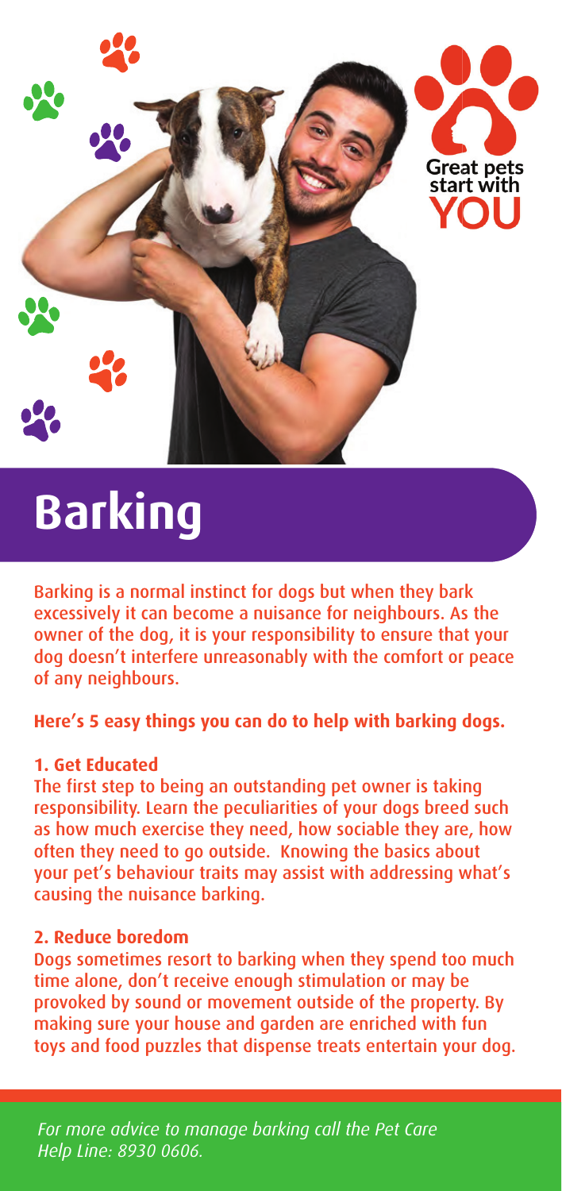Great pets start with YOU

# Barking

Barking is a normal instinct for dogs but when they bark excessively it can become a nuisance for neighbours. As the owner of the dog, it is your responsibility to ensure that your dog doesn't interfere unreasonably with the comfort or peace of any neighbours.

**Here's 5 easy things you can do to help with barking dogs.**

### 1. Get Educated

The first step to being an outstanding pet owner is taking responsibility. Learn the peculiarities of your dogs breed such as how much exercise they need, how sociable they are, how often they need to go outside. Knowing the basics about your pet's behaviour traits may assist with addressing what's causing the nuisance barking.

### 2. Reduce boredom

Dogs sometimes resort to barking when they spend too much time alone, don't receive enough stimulation or may be provoked by sound or movement outside of the property. By making sure your house and garden are enriched with fun toys and food puzzles that dispense treats entertain your dog.

*For more advice to manage barking call the Pet Care Help Line: 8930 0606.*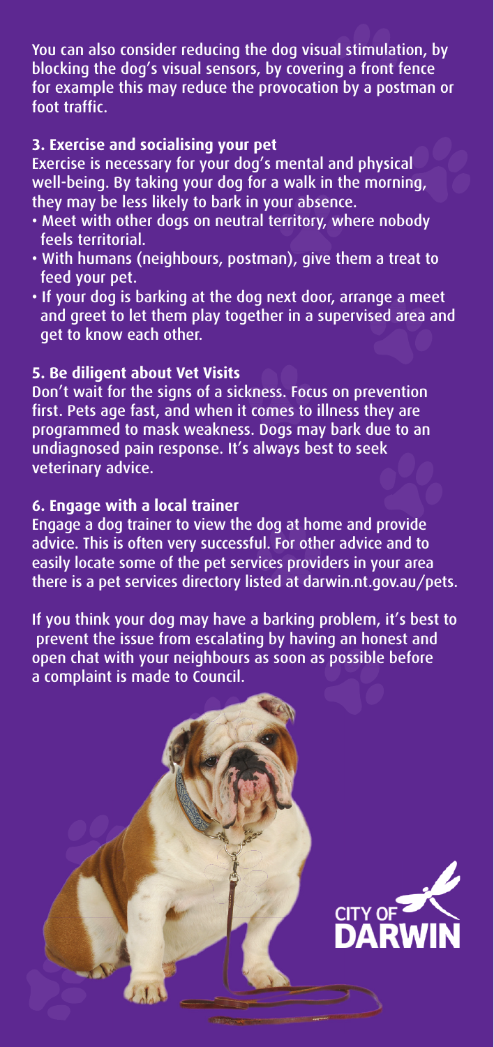You can also consider reducing the dog visual stimulation, by blocking the dog's visual sensors, by covering a front fence for example this may reduce the provocation by a postman or foot traffic.

### 3. Exercise and socialising your pet

Exercise is necessary for your dog's mental and physical well-being. By taking your dog for a walk in the morning, they may be less likely to bark in your absence.

- Meet with other dogs on neutral territory, where nobody feels territorial.
- With humans (neighbours, postman), give them a treat to feed your pet.
- If your dog is barking at the dog next door, arrange a meet and greet to let them play together in a supervised area and get to know each other.

### 5. Be diligent about Vet Visits

Don't wait for the signs of a sickness. Focus on prevention first. Pets age fast, and when it comes to illness they are programmed to mask weakness. Dogs may bark due to an undiagnosed pain response. It's always best to seek veterinary advice.

### 6. Engage with a local trainer

Engage a dog trainer to view the dog at home and provide advice. This is often very successful. For other advice and to easily locate some of the pet services providers in your area there is a pet services directory listed at darwin.nt.gov.au/pets.

If you think your dog may have a barking problem, it's best to prevent the issue from escalating by having an honest and open chat with your neighbours as soon as possible before a complaint is made to Council.

CITY OF DARWIN